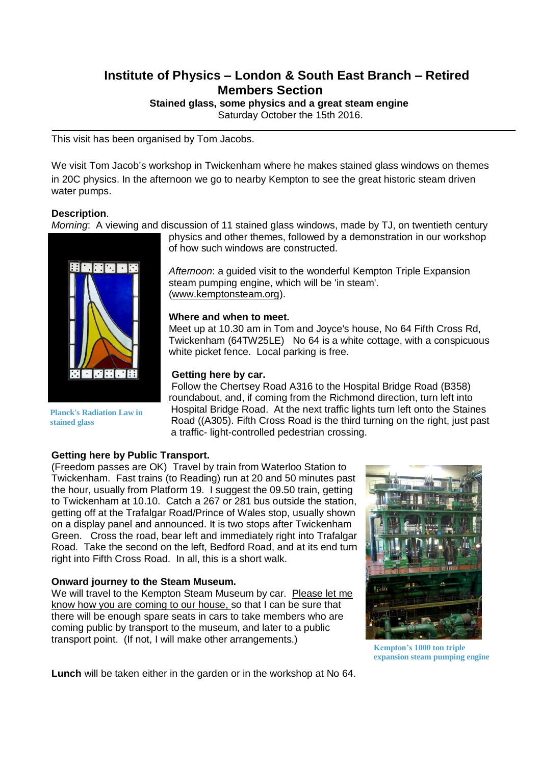# Institute of Physics – London & South East Branch – Retired Members Section

**Stained glass, some physics and a great steam engine**

Saturday October the 15th 2016.

---

This visit has been organised by Tom Jacobs.

We visit Tom Jacob's workshop in Twickenham where he makes stained glass windows on themes in 20C physics. In the afternoon we go to nearby Kempton to see the great historic steam driven water pumps.

**Description**.

*Morning*: A viewing and discussion of 11 stained glass windows, made by TJ, on twentieth century physics and other themes, followed by a demonstration in our workshop of how such windows are constructed.

Planck's Radiation Law in stained glass

*Afternoon*: a guided visit to the wonderful Kempton Triple Expansion steam pumping engine, which will be 'in steam'. (www.kemptonsteam.org).

**Where and when to meet.**

Meet up at 10.30 am in Tom and Joyce's house, No 64 Fifth Cross Rd, Twickenham (64TW25LE) No 64 is a white cottage, with a conspicuous white picket fence. Local parking is free.

**Getting here by car.**

Follow the Chertsey Road A316 to the Hospital Bridge Road (B358) roundabout, and, if coming from the Richmond direction, turn left into Hospital Bridge Road. At the next traffic lights turn left onto the Staines Road ((A305). Fifth Cross Road is the third turning on the right, just past a traffic- light-controlled pedestrian crossing.

**Getting here by Public Transport.**

(Freedom passes are OK) Travel by train from Waterloo Station to Twickenham. Fast trains (to Reading) run at 20 and 50 minutes past the hour, usually from Platform 19. I suggest the 09.50 train, getting to Twickenham at 10.10. Catch a 267 or 281 bus outside the station, getting off at the Trafalgar Road/Prince of Wales stop, usually shown on a display panel and announced. It is two stops after Twickenham Green. Cross the road, bear left and immediately right into Trafalgar Road. Take the second on the left, Bedford Road, and at its end turn right into Fifth Cross Road. In all, this is a short walk.

**Onward journey to the Steam Museum.**

We will travel to the Kempton Steam Museum by car. Please let me know how you are coming to our house, so that I can be sure that there will be enough spare seats in cars to take members who are coming public by transport to the museum, and later to a public transport point. (If not, I will make other arrangements.)

Kempton's 1000 ton triple expansion steam pumping engine

**Lunch** will be taken either in the garden or in the workshop at No 64.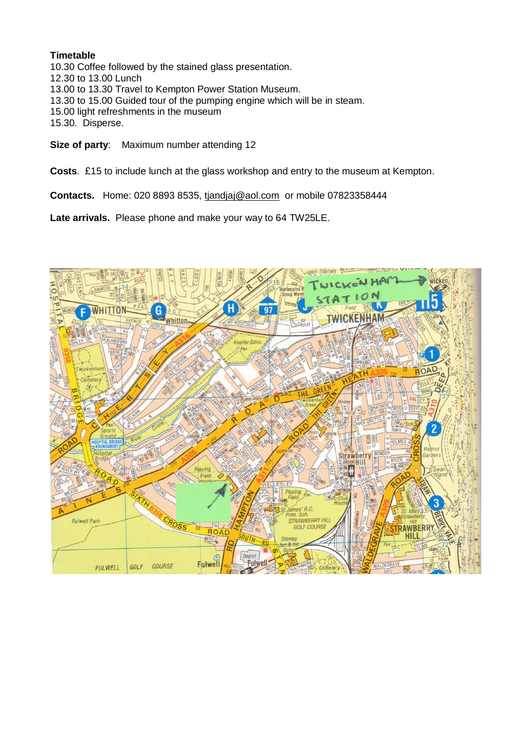**Timetable**

10.30 Coffee followed by the stained glass presentation.
12.30 to 13.00 Lunch
13.00 to 13.30 Travel to Kempton Power Station Museum.
13.30 to 15.00 Guided tour of the pumping engine which will be in steam.
15.00 light refreshments in the museum
15.30. Disperse.

**Size of party**: Maximum number attending 12

**Costs**. £15 to include lunch at the glass workshop and entry to the museum at Kempton.

**Contacts.** Home: 020 8893 8535, tjandjaj@aol.com or mobile 07823358444

**Late arrivals.** Please phone and make your way to 64 TW25LE.